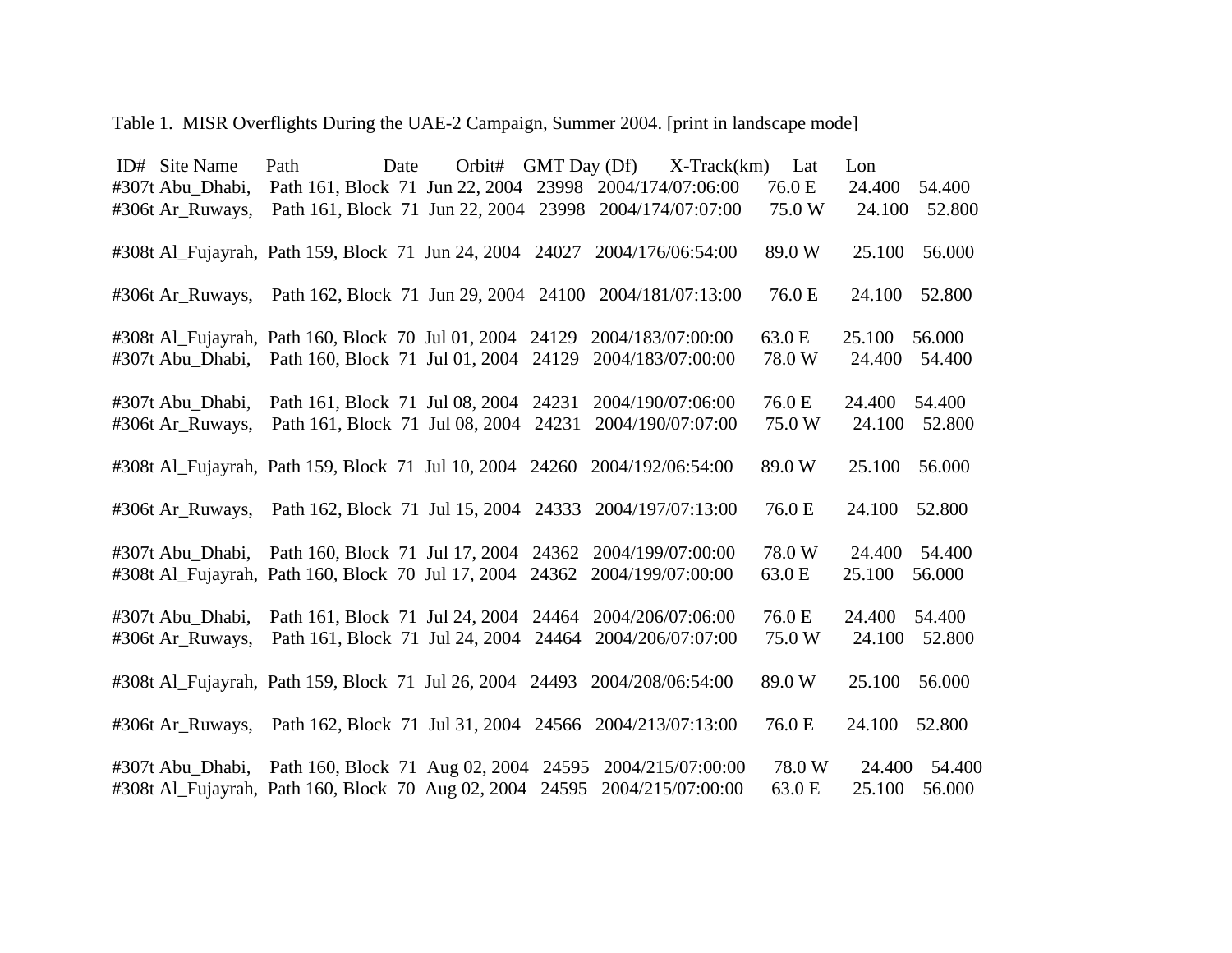Table 1. MISR Overflights During the UAE-2 Campaign, Summer 2004. [print in landscape mode]

| ID# | Site Name | Path | Date | Orbit# | GMT Day (Df) | X-Track(km) | Lat | Lon |
|---|---|---|---|---|---|---|---|---|
| #307t | Abu_Dhabi, | Path 161, Block 71 | Jun 22, 2004 | 23998 | 2004/174/07:06:00 | 76.0 E | 24.400 | 54.400 |
| #306t | Ar_Ruways, | Path 161, Block 71 | Jun 22, 2004 | 23998 | 2004/174/07:07:00 | 75.0 W | 24.100 | 52.800 |
| | | | | | | | | |
| #308t | Al_Fujayrah, | Path 159, Block 71 | Jun 24, 2004 | 24027 | 2004/176/06:54:00 | 89.0 W | 25.100 | 56.000 |
| | | | | | | | | |
| #306t | Ar_Ruways, | Path 162, Block 71 | Jun 29, 2004 | 24100 | 2004/181/07:13:00 | 76.0 E | 24.100 | 52.800 |
| | | | | | | | | |
| #308t | Al_Fujayrah, | Path 160, Block 70 | Jul 01, 2004 | 24129 | 2004/183/07:00:00 | 63.0 E | 25.100 | 56.000 |
| #307t | Abu_Dhabi, | Path 160, Block 71 | Jul 01, 2004 | 24129 | 2004/183/07:00:00 | 78.0 W | 24.400 | 54.400 |
| | | | | | | | | |
| #307t | Abu_Dhabi, | Path 161, Block 71 | Jul 08, 2004 | 24231 | 2004/190/07:06:00 | 76.0 E | 24.400 | 54.400 |
| #306t | Ar_Ruways, | Path 161, Block 71 | Jul 08, 2004 | 24231 | 2004/190/07:07:00 | 75.0 W | 24.100 | 52.800 |
| | | | | | | | | |
| #308t | Al_Fujayrah, | Path 159, Block 71 | Jul 10, 2004 | 24260 | 2004/192/06:54:00 | 89.0 W | 25.100 | 56.000 |
| | | | | | | | | |
| #306t | Ar_Ruways, | Path 162, Block 71 | Jul 15, 2004 | 24333 | 2004/197/07:13:00 | 76.0 E | 24.100 | 52.800 |
| | | | | | | | | |
| #307t | Abu_Dhabi, | Path 160, Block 71 | Jul 17, 2004 | 24362 | 2004/199/07:00:00 | 78.0 W | 24.400 | 54.400 |
| #308t | Al_Fujayrah, | Path 160, Block 70 | Jul 17, 2004 | 24362 | 2004/199/07:00:00 | 63.0 E | 25.100 | 56.000 |
| | | | | | | | | |
| #307t | Abu_Dhabi, | Path 161, Block 71 | Jul 24, 2004 | 24464 | 2004/206/07:06:00 | 76.0 E | 24.400 | 54.400 |
| #306t | Ar_Ruways, | Path 161, Block 71 | Jul 24, 2004 | 24464 | 2004/206/07:07:00 | 75.0 W | 24.100 | 52.800 |
| | | | | | | | | |
| #308t | Al_Fujayrah, | Path 159, Block 71 | Jul 26, 2004 | 24493 | 2004/208/06:54:00 | 89.0 W | 25.100 | 56.000 |
| | | | | | | | | |
| #306t | Ar_Ruways, | Path 162, Block 71 | Jul 31, 2004 | 24566 | 2004/213/07:13:00 | 76.0 E | 24.100 | 52.800 |
| | | | | | | | | |
| #307t | Abu_Dhabi, | Path 160, Block 71 | Aug 02, 2004 | 24595 | 2004/215/07:00:00 | 78.0 W | 24.400 | 54.400 |
| #308t | Al_Fujayrah, | Path 160, Block 70 | Aug 02, 2004 | 24595 | 2004/215/07:00:00 | 63.0 E | 25.100 | 56.000 |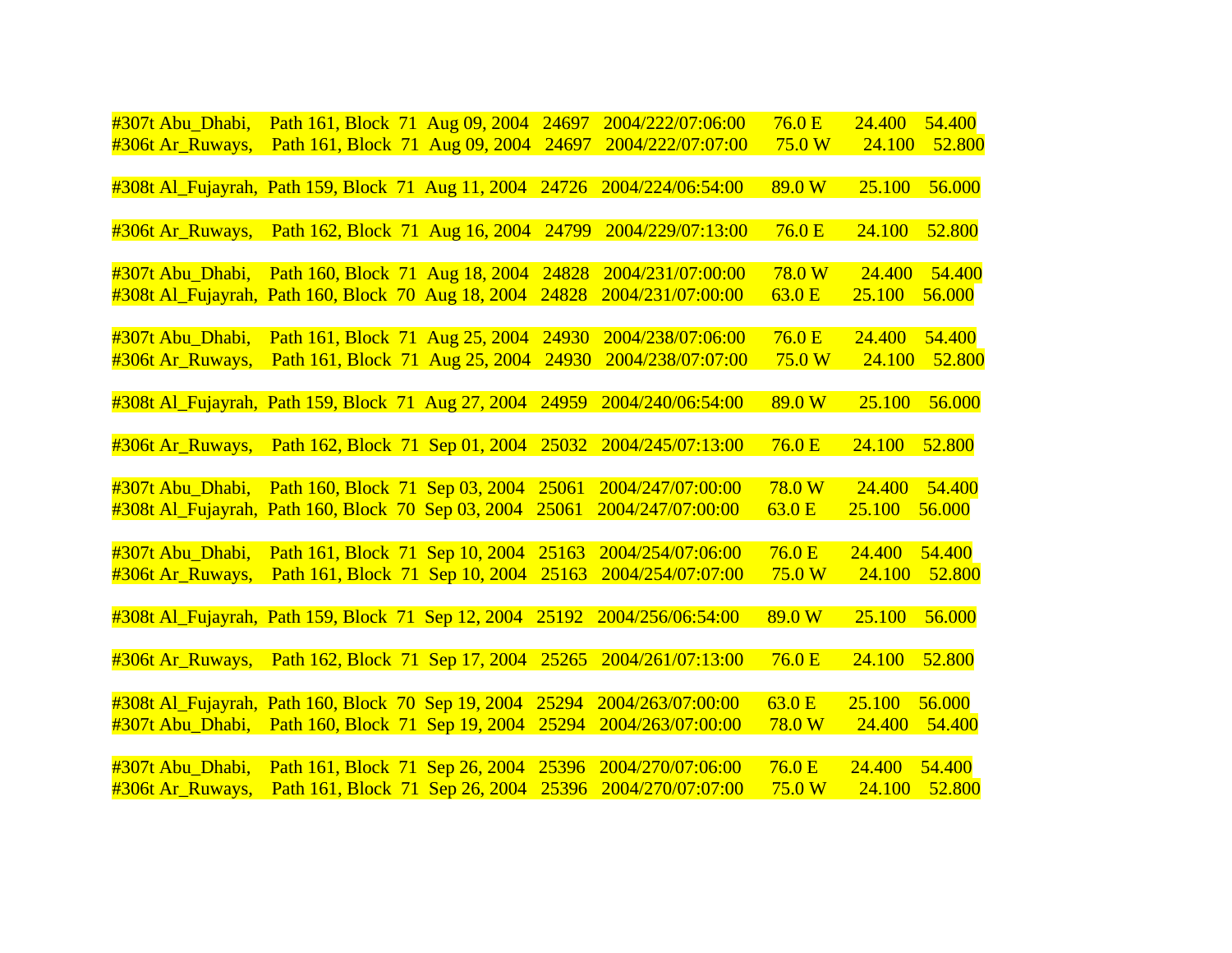#307t Abu_Dhabi,    Path 161, Block  71  Aug 09, 2004   24697   2004/222/07:06:00    76.0 E    24.400   54.400
#306t Ar_Ruways,    Path 161, Block  71  Aug 09, 2004   24697   2004/222/07:07:00    75.0 W    24.100   52.800

#308t Al_Fujayrah,  Path 159, Block  71  Aug 11, 2004   24726   2004/224/06:54:00    89.0 W    25.100   56.000

#306t Ar_Ruways,    Path 162, Block  71  Aug 16, 2004   24799   2004/229/07:13:00    76.0 E    24.100   52.800

#307t Abu_Dhabi,    Path 160, Block  71  Aug 18, 2004   24828   2004/231/07:00:00    78.0 W    24.400   54.400
#308t Al_Fujayrah,  Path 160, Block  70  Aug 18, 2004   24828   2004/231/07:00:00    63.0 E    25.100   56.000

#307t Abu_Dhabi,    Path 161, Block  71  Aug 25, 2004   24930   2004/238/07:06:00    76.0 E    24.400   54.400
#306t Ar_Ruways,    Path 161, Block  71  Aug 25, 2004   24930   2004/238/07:07:00    75.0 W    24.100   52.800

#308t Al_Fujayrah,  Path 159, Block  71  Aug 27, 2004   24959   2004/240/06:54:00    89.0 W    25.100   56.000

#306t Ar_Ruways,    Path 162, Block  71  Sep 01, 2004   25032   2004/245/07:13:00    76.0 E    24.100   52.800

#307t Abu_Dhabi,    Path 160, Block  71  Sep 03, 2004   25061   2004/247/07:00:00    78.0 W    24.400   54.400
#308t Al_Fujayrah,  Path 160, Block  70  Sep 03, 2004   25061   2004/247/07:00:00    63.0 E    25.100   56.000

#307t Abu_Dhabi,    Path 161, Block  71  Sep 10, 2004   25163   2004/254/07:06:00    76.0 E    24.400   54.400
#306t Ar_Ruways,    Path 161, Block  71  Sep 10, 2004   25163   2004/254/07:07:00    75.0 W    24.100   52.800

#308t Al_Fujayrah,  Path 159, Block  71  Sep 12, 2004   25192   2004/256/06:54:00    89.0 W    25.100   56.000

#306t Ar_Ruways,    Path 162, Block  71  Sep 17, 2004   25265   2004/261/07:13:00    76.0 E    24.100   52.800

#308t Al_Fujayrah,  Path 160, Block  70  Sep 19, 2004   25294   2004/263/07:00:00    63.0 E    25.100   56.000
#307t Abu_Dhabi,    Path 160, Block  71  Sep 19, 2004   25294   2004/263/07:00:00    78.0 W    24.400   54.400

#307t Abu_Dhabi,    Path 161, Block  71  Sep 26, 2004   25396   2004/270/07:06:00    76.0 E    24.400   54.400
#306t Ar_Ruways,    Path 161, Block  71  Sep 26, 2004   25396   2004/270/07:07:00    75.0 W    24.100   52.800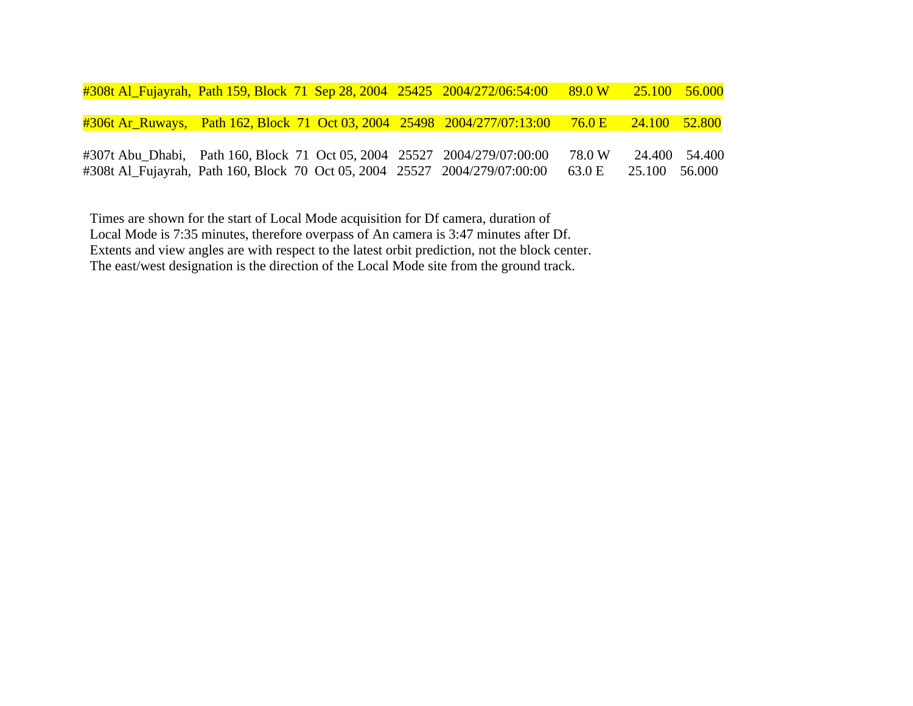| | | | | | | | |
|---|---|---|---|---|---|---|---|
| #308t Al_Fujayrah, | Path 159, Block 71 | Sep 28, 2004 | 25425 | 2004/272/06:54:00 | 89.0 W | 25.100 | 56.000 |
| #306t Ar_Ruways, | Path 162, Block 71 | Oct 03, 2004 | 25498 | 2004/277/07:13:00 | 76.0 E | 24.100 | 52.800 |
| #307t Abu_Dhabi, | Path 160, Block 71 | Oct 05, 2004 | 25527 | 2004/279/07:00:00 | 78.0 W | 24.400 | 54.400 |
| #308t Al_Fujayrah, | Path 160, Block 70 | Oct 05, 2004 | 25527 | 2004/279/07:00:00 | 63.0 E | 25.100 | 56.000 |

Times are shown for the start of Local Mode acquisition for Df camera, duration of Local Mode is 7:35 minutes, therefore overpass of An camera is 3:47 minutes after Df. Extents and view angles are with respect to the latest orbit prediction, not the block center. The east/west designation is the direction of the Local Mode site from the ground track.